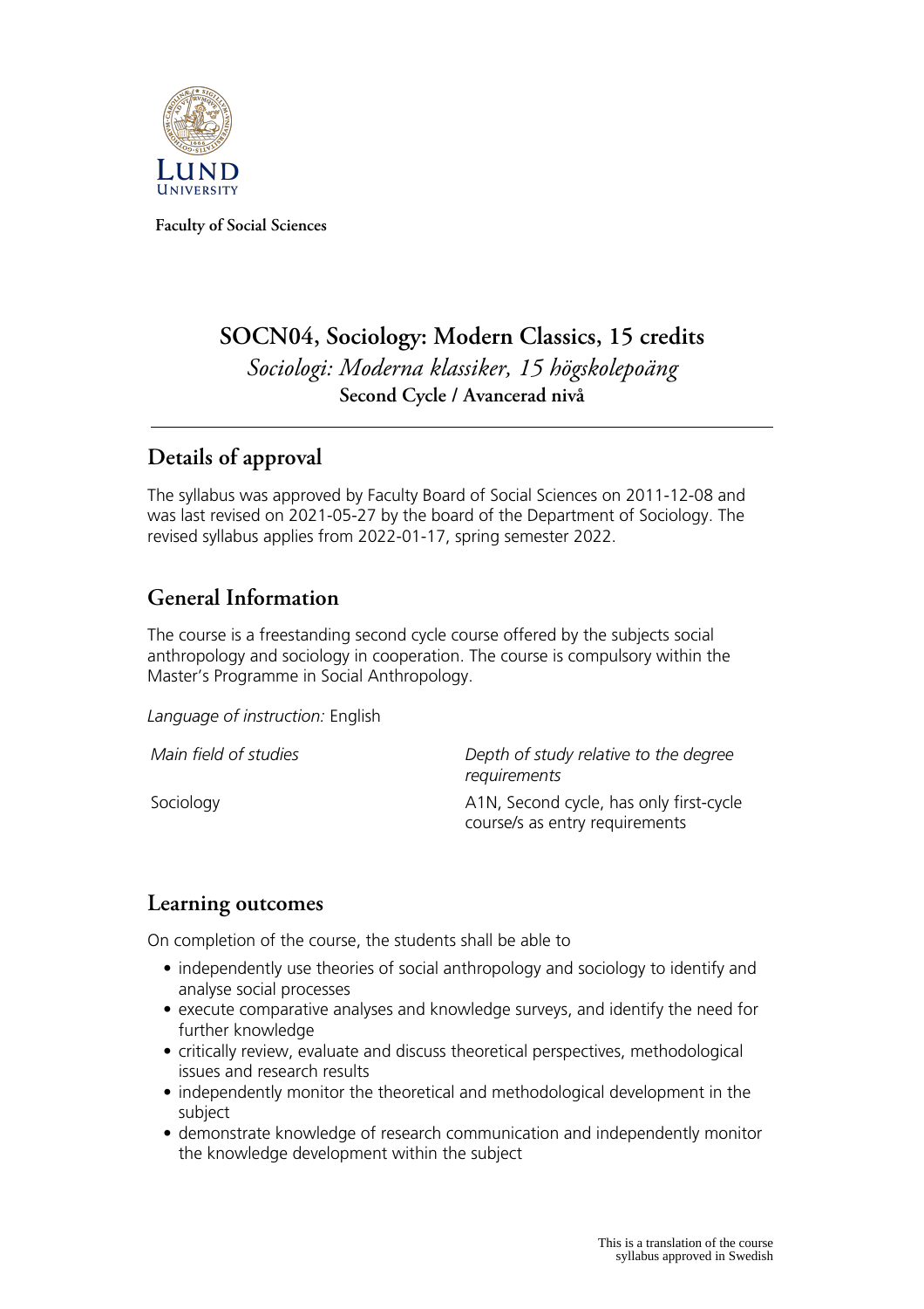Faculty of Social Sciences

# SOCN04, Sociology: Modern Classics, 15 credits

*Sociologi: Moderna klassiker, 15 högskolepoäng*

**Second Cycle / Avancerad nivå**

## Details of approval

The syllabus was approved by Faculty Board of Social Sciences on 2011-12-08 and was last revised on 2021-05-27 by the board of the Department of Sociology. The revised syllabus applies from 2022-01-17, spring semester 2022.

## General Information

The course is a freestanding second cycle course offered by the subjects social anthropology and sociology in cooperation. The course is compulsory within the Master's Programme in Social Anthropology.

*Language of instruction:* English

| *Main field of studies* | *Depth of study relative to the degree requirements* |
|---|---|
| Sociology | A1N, Second cycle, has only first-cycle course/s as entry requirements |

## Learning outcomes

On completion of the course, the students shall be able to

- independently use theories of social anthropology and sociology to identify and analyse social processes
- execute comparative analyses and knowledge surveys, and identify the need for further knowledge
- critically review, evaluate and discuss theoretical perspectives, methodological issues and research results
- independently monitor the theoretical and methodological development in the subject
- demonstrate knowledge of research communication and independently monitor the knowledge development within the subject

This is a translation of the course syllabus approved in Swedish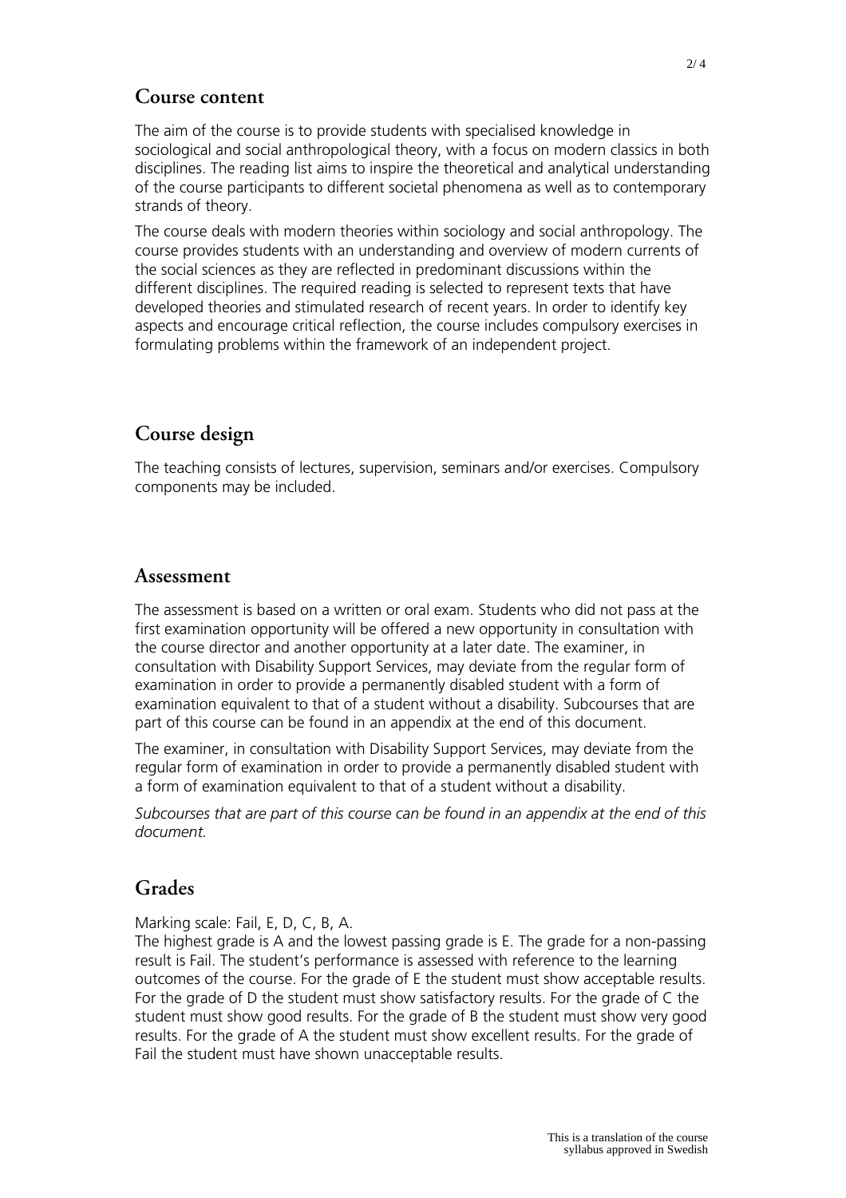## Course content

The aim of the course is to provide students with specialised knowledge in sociological and social anthropological theory, with a focus on modern classics in both disciplines. The reading list aims to inspire the theoretical and analytical understanding of the course participants to different societal phenomena as well as to contemporary strands of theory.

The course deals with modern theories within sociology and social anthropology. The course provides students with an understanding and overview of modern currents of the social sciences as they are reflected in predominant discussions within the different disciplines. The required reading is selected to represent texts that have developed theories and stimulated research of recent years. In order to identify key aspects and encourage critical reflection, the course includes compulsory exercises in formulating problems within the framework of an independent project.

## Course design

The teaching consists of lectures, supervision, seminars and/or exercises. Compulsory components may be included.

## Assessment

The assessment is based on a written or oral exam. Students who did not pass at the first examination opportunity will be offered a new opportunity in consultation with the course director and another opportunity at a later date. The examiner, in consultation with Disability Support Services, may deviate from the regular form of examination in order to provide a permanently disabled student with a form of examination equivalent to that of a student without a disability. Subcourses that are part of this course can be found in an appendix at the end of this document.

The examiner, in consultation with Disability Support Services, may deviate from the regular form of examination in order to provide a permanently disabled student with a form of examination equivalent to that of a student without a disability.

*Subcourses that are part of this course can be found in an appendix at the end of this document.*

## Grades

Marking scale: Fail, E, D, C, B, A.
The highest grade is A and the lowest passing grade is E. The grade for a non-passing result is Fail. The student's performance is assessed with reference to the learning outcomes of the course. For the grade of E the student must show acceptable results. For the grade of D the student must show satisfactory results. For the grade of C the student must show good results. For the grade of B the student must show very good results. For the grade of A the student must show excellent results. For the grade of Fail the student must have shown unacceptable results.

This is a translation of the course syllabus approved in Swedish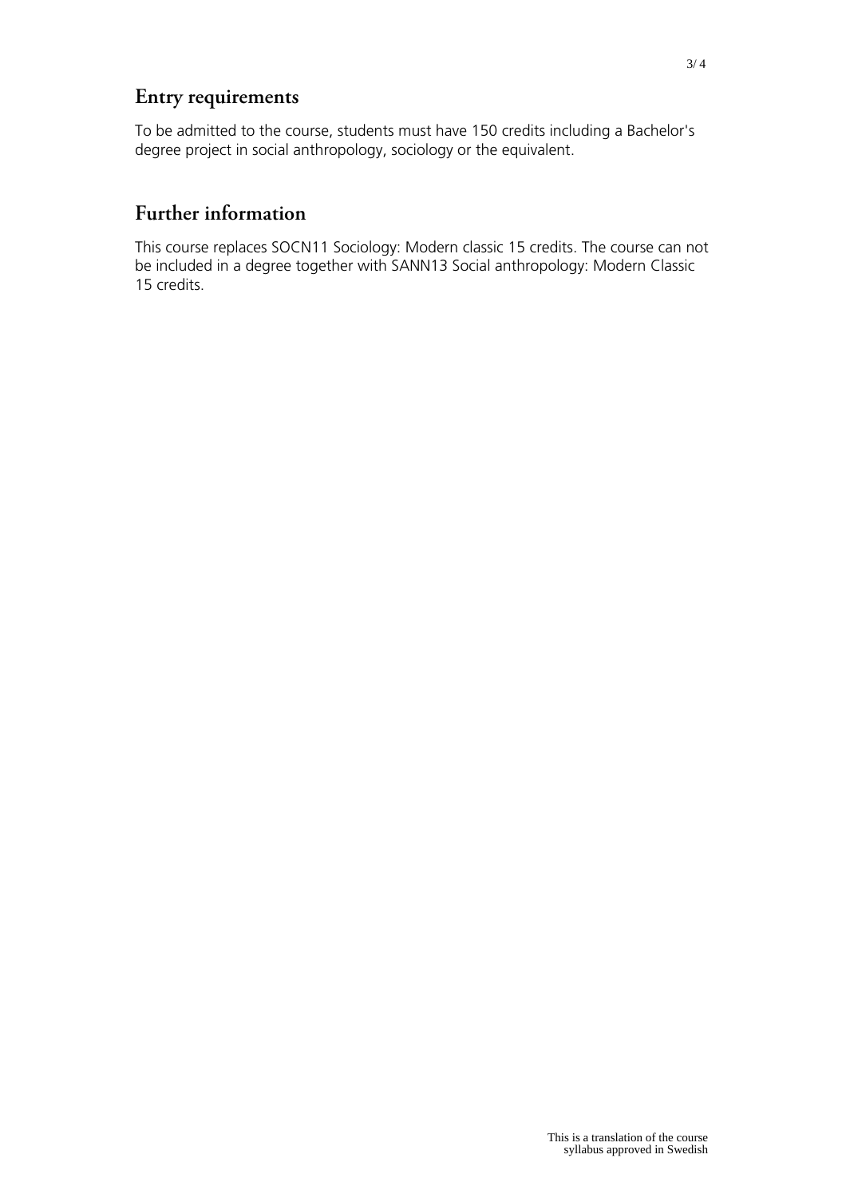## Entry requirements

To be admitted to the course, students must have 150 credits including a Bachelor's degree project in social anthropology, sociology or the equivalent.

## Further information

This course replaces SOCN11 Sociology: Modern classic 15 credits. The course can not be included in a degree together with SANN13 Social anthropology: Modern Classic 15 credits.

This is a translation of the course syllabus approved in Swedish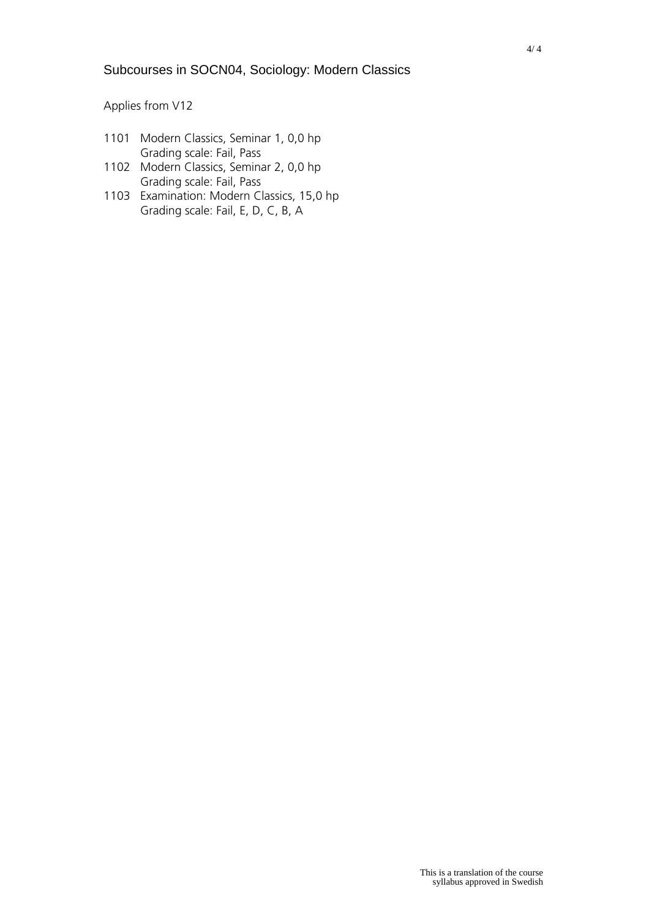## Subcourses in SOCN04, Sociology: Modern Classics

Applies from V12

1101 Modern Classics, Seminar 1, 0,0 hp
 Grading scale: Fail, Pass
1102 Modern Classics, Seminar 2, 0,0 hp
 Grading scale: Fail, Pass
1103 Examination: Modern Classics, 15,0 hp
 Grading scale: Fail, E, D, C, B, A

This is a translation of the course syllabus approved in Swedish